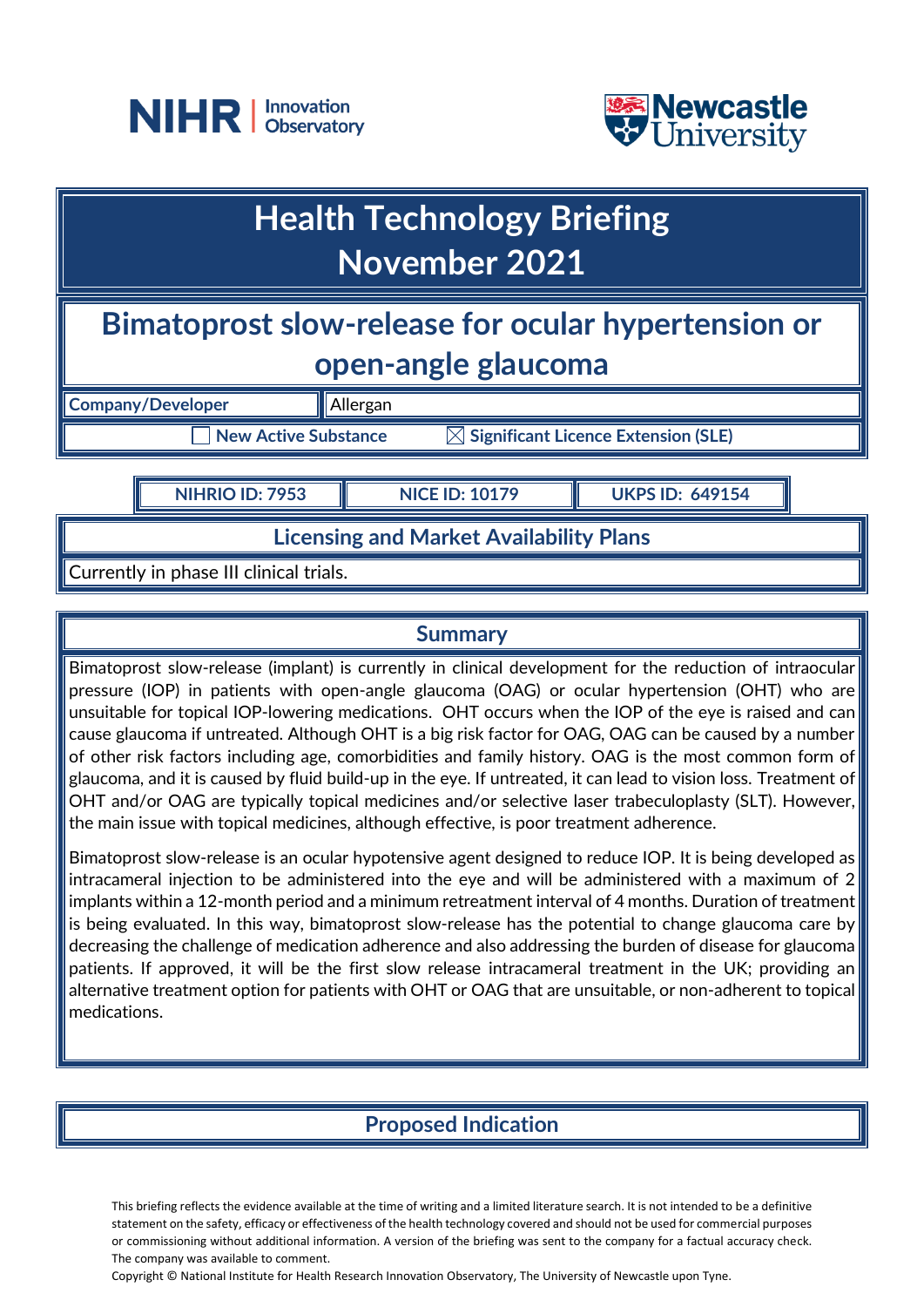# Health Technology Briefing
# November 2021

## Bimatoprost slow-release for ocular hypertension or open-angle glaucoma

| Company/Developer | Allergan |
|---|---|

☐ New Active Substance ☒ Significant Licence Extension (SLE)

| NIHRIO ID: 7953 | NICE ID: 10179 | UKPS ID: 649154 |
|---|---|---|

### Licensing and Market Availability Plans

Currently in phase III clinical trials.

### Summary

Bimatoprost slow-release (implant) is currently in clinical development for the reduction of intraocular pressure (IOP) in patients with open-angle glaucoma (OAG) or ocular hypertension (OHT) who are unsuitable for topical IOP-lowering medications. OHT occurs when the IOP of the eye is raised and can cause glaucoma if untreated. Although OHT is a big risk factor for OAG, OAG can be caused by a number of other risk factors including age, comorbidities and family history. OAG is the most common form of glaucoma, and it is caused by fluid build-up in the eye. If untreated, it can lead to vision loss. Treatment of OHT and/or OAG are typically topical medicines and/or selective laser trabeculoplasty (SLT). However, the main issue with topical medicines, although effective, is poor treatment adherence.

Bimatoprost slow-release is an ocular hypotensive agent designed to reduce IOP. It is being developed as intracameral injection to be administered into the eye and will be administered with a maximum of 2 implants within a 12-month period and a minimum retreatment interval of 4 months. Duration of treatment is being evaluated. In this way, bimatoprost slow-release has the potential to change glaucoma care by decreasing the challenge of medication adherence and also addressing the burden of disease for glaucoma patients. If approved, it will be the first slow release intracameral treatment in the UK; providing an alternative treatment option for patients with OHT or OAG that are unsuitable, or non-adherent to topical medications.

### Proposed Indication

This briefing reflects the evidence available at the time of writing and a limited literature search. It is not intended to be a definitive statement on the safety, efficacy or effectiveness of the health technology covered and should not be used for commercial purposes or commissioning without additional information. A version of the briefing was sent to the company for a factual accuracy check. The company was available to comment.

Copyright © National Institute for Health Research Innovation Observatory, The University of Newcastle upon Tyne.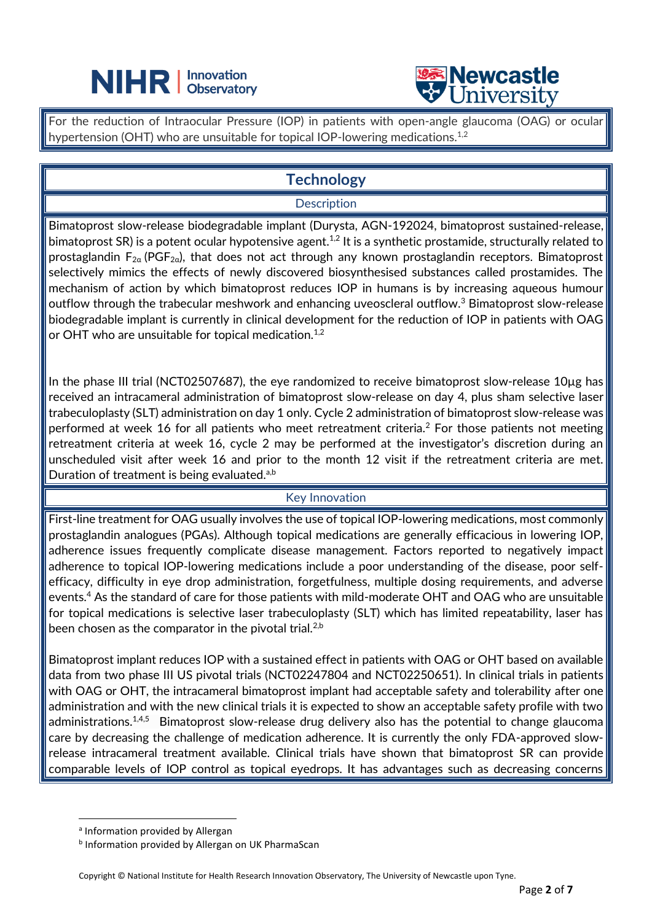For the reduction of Intraocular Pressure (IOP) in patients with open-angle glaucoma (OAG) or ocular hypertension (OHT) who are unsuitable for topical IOP-lowering medications.[1,2]

## Technology

### Description

Bimatoprost slow-release biodegradable implant (Durysta, AGN-192024, bimatoprost sustained-release, bimatoprost SR) is a potent ocular hypotensive agent.[1,2] It is a synthetic prostamide, structurally related to prostaglandin $F_{2\alpha}$ ($PGF_{2\alpha}$), that does not act through any known prostaglandin receptors. Bimatoprost selectively mimics the effects of newly discovered biosynthesised substances called prostamides. The mechanism of action by which bimatoprost reduces IOP in humans is by increasing aqueous humour outflow through the trabecular meshwork and enhancing uveoscleral outflow.[3] Bimatoprost slow-release biodegradable implant is currently in clinical development for the reduction of IOP in patients with OAG or OHT who are unsuitable for topical medication.[1,2]

In the phase III trial (NCT02507687), the eye randomized to receive bimatoprost slow-release 10µg has received an intracameral administration of bimatoprost slow-release on day 4, plus sham selective laser trabeculoplasty (SLT) administration on day 1 only. Cycle 2 administration of bimatoprost slow-release was performed at week 16 for all patients who meet retreatment criteria.[2] For those patients not meeting retreatment criteria at week 16, cycle 2 may be performed at the investigator's discretion during an unscheduled visit after week 16 and prior to the month 12 visit if the retreatment criteria are met. Duration of treatment is being evaluated.[a,b]

### Key Innovation

First-line treatment for OAG usually involves the use of topical IOP-lowering medications, most commonly prostaglandin analogues (PGAs). Although topical medications are generally efficacious in lowering IOP, adherence issues frequently complicate disease management. Factors reported to negatively impact adherence to topical IOP-lowering medications include a poor understanding of the disease, poor self-efficacy, difficulty in eye drop administration, forgetfulness, multiple dosing requirements, and adverse events.[4] As the standard of care for those patients with mild-moderate OHT and OAG who are unsuitable for topical medications is selective laser trabeculoplasty (SLT) which has limited repeatability, laser has been chosen as the comparator in the pivotal trial.[2,b]

Bimatoprost implant reduces IOP with a sustained effect in patients with OAG or OHT based on available data from two phase III US pivotal trials (NCT02247804 and NCT02250651). In clinical trials in patients with OAG or OHT, the intracameral bimatoprost implant had acceptable safety and tolerability after one administration and with the new clinical trials it is expected to show an acceptable safety profile with two administrations.[1,4,5] Bimatoprost slow-release drug delivery also has the potential to change glaucoma care by decreasing the challenge of medication adherence. It is currently the only FDA-approved slow-release intracameral treatment available. Clinical trials have shown that bimatoprost SR can provide comparable levels of IOP control as topical eyedrops. It has advantages such as decreasing concerns

---

[a] Information provided by Allergan

[b] Information provided by Allergan on UK PharmaScan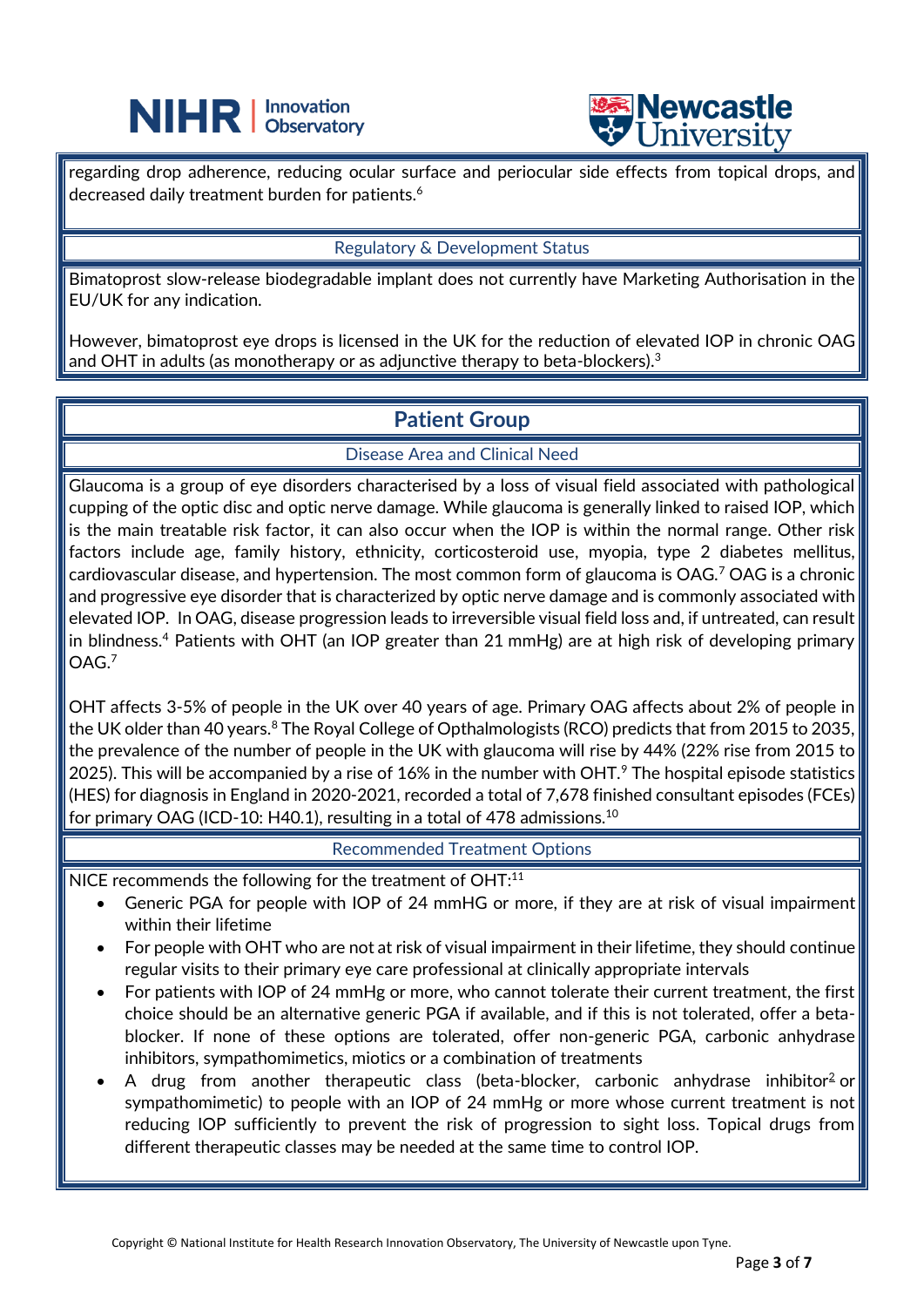regarding drop adherence, reducing ocular surface and periocular side effects from topical drops, and decreased daily treatment burden for patients.[6]

### Regulatory & Development Status

Bimatoprost slow-release biodegradable implant does not currently have Marketing Authorisation in the EU/UK for any indication.

However, bimatoprost eye drops is licensed in the UK for the reduction of elevated IOP in chronic OAG and OHT in adults (as monotherapy or as adjunctive therapy to beta-blockers).[3]

## Patient Group

### Disease Area and Clinical Need

Glaucoma is a group of eye disorders characterised by a loss of visual field associated with pathological cupping of the optic disc and optic nerve damage. While glaucoma is generally linked to raised IOP, which is the main treatable risk factor, it can also occur when the IOP is within the normal range. Other risk factors include age, family history, ethnicity, corticosteroid use, myopia, type 2 diabetes mellitus, cardiovascular disease, and hypertension. The most common form of glaucoma is OAG.[7] OAG is a chronic and progressive eye disorder that is characterized by optic nerve damage and is commonly associated with elevated IOP. In OAG, disease progression leads to irreversible visual field loss and, if untreated, can result in blindness.[4] Patients with OHT (an IOP greater than 21 mmHg) are at high risk of developing primary OAG.[7]

OHT affects 3-5% of people in the UK over 40 years of age. Primary OAG affects about 2% of people in the UK older than 40 years.[8] The Royal College of Opthalmologists (RCO) predicts that from 2015 to 2035, the prevalence of the number of people in the UK with glaucoma will rise by 44% (22% rise from 2015 to 2025). This will be accompanied by a rise of 16% in the number with OHT.[9] The hospital episode statistics (HES) for diagnosis in England in 2020-2021, recorded a total of 7,678 finished consultant episodes (FCEs) for primary OAG (ICD-10: H40.1), resulting in a total of 478 admissions.[10]

### Recommended Treatment Options

NICE recommends the following for the treatment of OHT:[11]

- Generic PGA for people with IOP of 24 mmHG or more, if they are at risk of visual impairment within their lifetime
- For people with OHT who are not at risk of visual impairment in their lifetime, they should continue regular visits to their primary eye care professional at clinically appropriate intervals
- For patients with IOP of 24 mmHg or more, who cannot tolerate their current treatment, the first choice should be an alternative generic PGA if available, and if this is not tolerated, offer a beta-blocker. If none of these options are tolerated, offer non-generic PGA, carbonic anhydrase inhibitors, sympathomimetics, miotics or a combination of treatments
- A drug from another therapeutic class (beta-blocker, carbonic anhydrase inhibitor[2] or sympathomimetic) to people with an IOP of 24 mmHg or more whose current treatment is not reducing IOP sufficiently to prevent the risk of progression to sight loss. Topical drugs from different therapeutic classes may be needed at the same time to control IOP.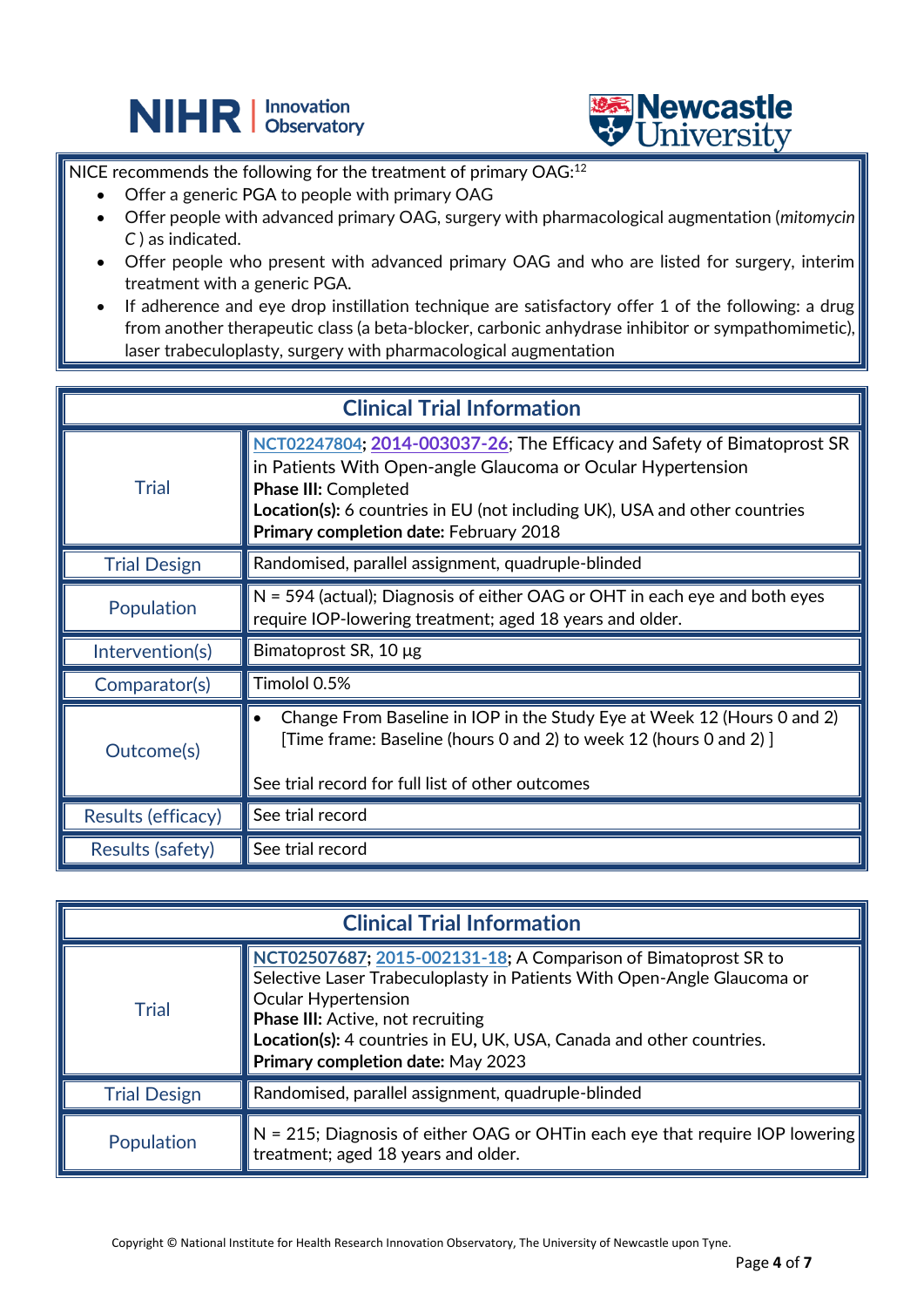NICE recommends the following for the treatment of primary OAG:[12]

- Offer a generic PGA to people with primary OAG
- Offer people with advanced primary OAG, surgery with pharmacological augmentation (*mitomycin C* ) as indicated.
- Offer people who present with advanced primary OAG and who are listed for surgery, interim treatment with a generic PGA.
- If adherence and eye drop instillation technique are satisfactory offer 1 of the following: a drug from another therapeutic class (a beta-blocker, carbonic anhydrase inhibitor or sympathomimetic), laser trabeculoplasty, surgery with pharmacological augmentation

| Clinical Trial Information | |
|---|---|
| Trial | NCT02247804; 2014-003037-26; The Efficacy and Safety of Bimatoprost SR in Patients With Open-angle Glaucoma or Ocular Hypertension<br>**Phase III:** Completed<br>**Location(s):** 6 countries in EU (not including UK), USA and other countries<br>**Primary completion date:** February 2018 |
| Trial Design | Randomised, parallel assignment, quadruple-blinded |
| Population | N = 594 (actual); Diagnosis of either OAG or OHT in each eye and both eyes require IOP-lowering treatment; aged 18 years and older. |
| Intervention(s) | Bimatoprost SR, 10 µg |
| Comparator(s) | Timolol 0.5% |
| Outcome(s) | • Change From Baseline in IOP in the Study Eye at Week 12 (Hours 0 and 2) [Time frame: Baseline (hours 0 and 2) to week 12 (hours 0 and 2) ]<br><br>See trial record for full list of other outcomes |
| Results (efficacy) | See trial record |
| Results (safety) | See trial record |

| Clinical Trial Information | |
|---|---|
| Trial | **NCT02507687**; **2015-002131-18**; A Comparison of Bimatoprost SR to Selective Laser Trabeculoplasty in Patients With Open-Angle Glaucoma or Ocular Hypertension<br>**Phase III:** Active, not recruiting<br>**Location(s):** 4 countries in EU, UK, USA, Canada and other countries.<br>**Primary completion date:** May 2023 |
| Trial Design | Randomised, parallel assignment, quadruple-blinded |
| Population | N = 215; Diagnosis of either OAG or OHTin each eye that require IOP lowering treatment; aged 18 years and older. |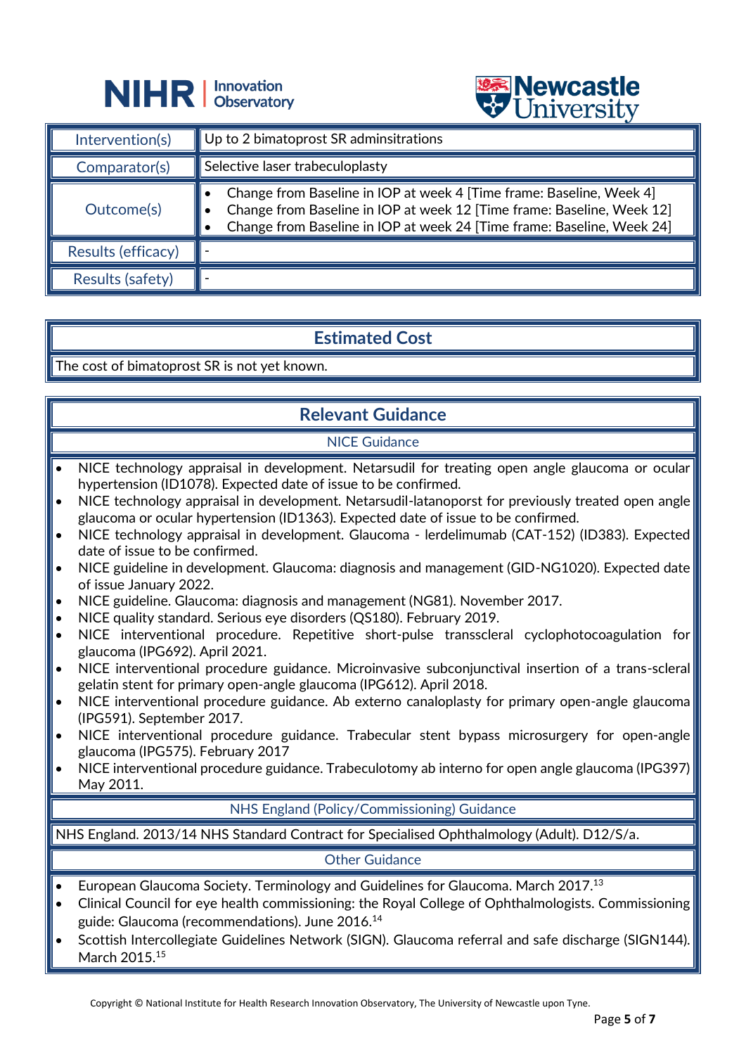| | |
|---|---|
| Intervention(s) | Up to 2 bimatoprost SR adminsitrations |
| Comparator(s) | Selective laser trabeculoplasty |
| Outcome(s) | • Change from Baseline in IOP at week 4 [Time frame: Baseline, Week 4]<br>• Change from Baseline in IOP at week 12 [Time frame: Baseline, Week 12]<br>• Change from Baseline in IOP at week 24 [Time frame: Baseline, Week 24] |
| Results (efficacy) | - |
| Results (safety) | - |

## Estimated Cost

The cost of bimatoprost SR is not yet known.

## Relevant Guidance

### NICE Guidance

- NICE technology appraisal in development. Netarsudil for treating open angle glaucoma or ocular hypertension (ID1078). Expected date of issue to be confirmed.
- NICE technology appraisal in development. Netarsudil-latanoporst for previously treated open angle glaucoma or ocular hypertension (ID1363). Expected date of issue to be confirmed.
- NICE technology appraisal in development. Glaucoma - lerdelimumab (CAT-152) (ID383). Expected date of issue to be confirmed.
- NICE guideline in development. Glaucoma: diagnosis and management (GID-NG1020). Expected date of issue January 2022.
- NICE guideline. Glaucoma: diagnosis and management (NG81). November 2017.
- NICE quality standard. Serious eye disorders (QS180). February 2019.
- NICE interventional procedure. Repetitive short-pulse transscleral cyclophotocoagulation for glaucoma (IPG692). April 2021.
- NICE interventional procedure guidance. Microinvasive subconjunctival insertion of a trans-scleral gelatin stent for primary open-angle glaucoma (IPG612). April 2018.
- NICE interventional procedure guidance. Ab externo canaloplasty for primary open-angle glaucoma (IPG591). September 2017.
- NICE interventional procedure guidance. Trabecular stent bypass microsurgery for open-angle glaucoma (IPG575). February 2017
- NICE interventional procedure guidance. Trabeculotomy ab interno for open angle glaucoma (IPG397) May 2011.

### NHS England (Policy/Commissioning) Guidance

NHS England. 2013/14 NHS Standard Contract for Specialised Ophthalmology (Adult). D12/S/a.

### Other Guidance

- European Glaucoma Society. Terminology and Guidelines for Glaucoma. March 2017.[13]
- Clinical Council for eye health commissioning: the Royal College of Ophthalmologists. Commissioning guide: Glaucoma (recommendations). June 2016.[14]
- Scottish Intercollegiate Guidelines Network (SIGN). Glaucoma referral and safe discharge (SIGN144). March 2015.[15]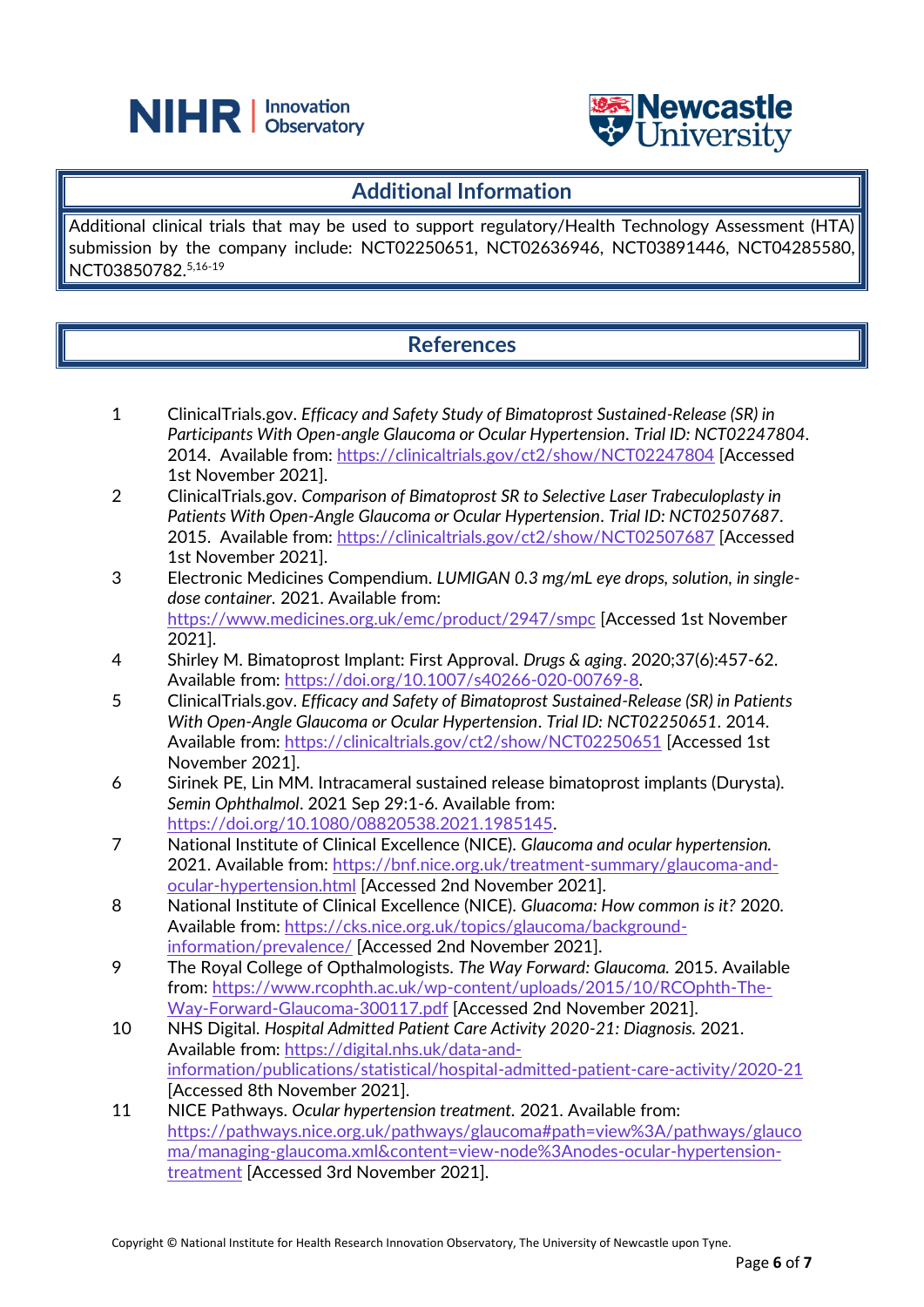## Additional Information

Additional clinical trials that may be used to support regulatory/Health Technology Assessment (HTA) submission by the company include: NCT02250651, NCT02636946, NCT03891446, NCT04285580, NCT03850782.[5,16-19]

## References

1. ClinicalTrials.gov. *Efficacy and Safety Study of Bimatoprost Sustained-Release (SR) in Participants With Open-angle Glaucoma or Ocular Hypertension*. *Trial ID: NCT02247804*. 2014. Available from: https://clinicaltrials.gov/ct2/show/NCT02247804 [Accessed 1st November 2021].
2. ClinicalTrials.gov. *Comparison of Bimatoprost SR to Selective Laser Trabeculoplasty in Patients With Open-Angle Glaucoma or Ocular Hypertension*. *Trial ID: NCT02507687*. 2015. Available from: https://clinicaltrials.gov/ct2/show/NCT02507687 [Accessed 1st November 2021].
3. Electronic Medicines Compendium. *LUMIGAN 0.3 mg/mL eye drops, solution, in single-dose container.* 2021. Available from: https://www.medicines.org.uk/emc/product/2947/smpc [Accessed 1st November 2021].
4. Shirley M. Bimatoprost Implant: First Approval. *Drugs & aging*. 2020;37(6):457-62. Available from: https://doi.org/10.1007/s40266-020-00769-8.
5. ClinicalTrials.gov. *Efficacy and Safety of Bimatoprost Sustained-Release (SR) in Patients With Open-Angle Glaucoma or Ocular Hypertension*. *Trial ID: NCT02250651*. 2014. Available from: https://clinicaltrials.gov/ct2/show/NCT02250651 [Accessed 1st November 2021].
6. Sirinek PE, Lin MM. Intracameral sustained release bimatoprost implants (Durysta). *Semin Ophthalmol*. 2021 Sep 29:1-6. Available from: https://doi.org/10.1080/08820538.2021.1985145.
7. National Institute of Clinical Excellence (NICE). *Glaucoma and ocular hypertension.* 2021. Available from: https://bnf.nice.org.uk/treatment-summary/glaucoma-and-ocular-hypertension.html [Accessed 2nd November 2021].
8. National Institute of Clinical Excellence (NICE). *Gluacoma: How common is it?* 2020. Available from: https://cks.nice.org.uk/topics/glaucoma/background-information/prevalence/ [Accessed 2nd November 2021].
9. The Royal College of Opthalmologists. *The Way Forward: Glaucoma.* 2015. Available from: https://www.rcophth.ac.uk/wp-content/uploads/2015/10/RCOphth-The-Way-Forward-Glaucoma-300117.pdf [Accessed 2nd November 2021].
10. NHS Digital. *Hospital Admitted Patient Care Activity 2020-21: Diagnosis.* 2021. Available from: https://digital.nhs.uk/data-and-information/publications/statistical/hospital-admitted-patient-care-activity/2020-21 [Accessed 8th November 2021].
11. NICE Pathways. *Ocular hypertension treatment.* 2021. Available from: https://pathways.nice.org.uk/pathways/glaucoma#path=view%3A/pathways/glaucoma/managing-glaucoma.xml&content=view-node%3Anodes-ocular-hypertension-treatment [Accessed 3rd November 2021].

Copyright © National Institute for Health Research Innovation Observatory, The University of Newcastle upon Tyne.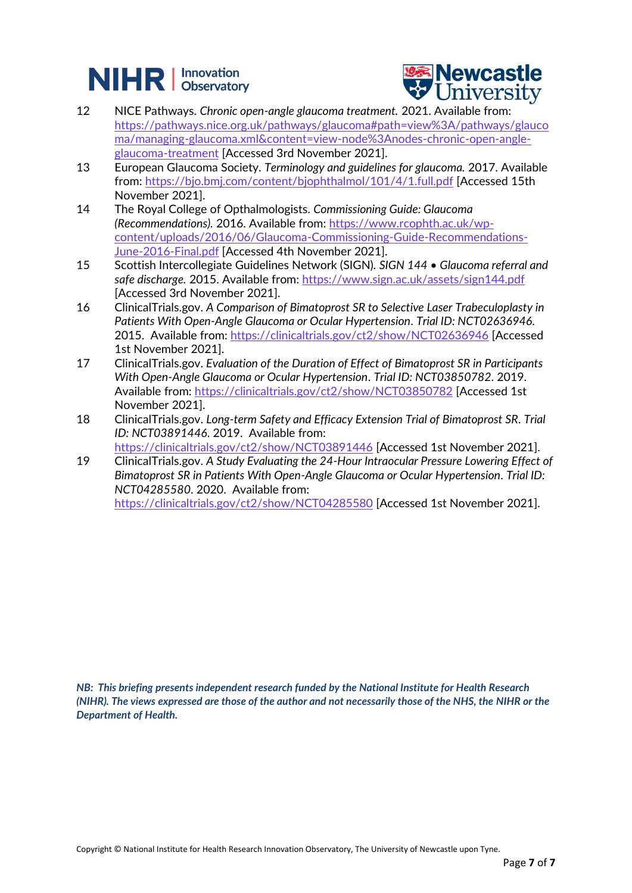12 NICE Pathways. *Chronic open-angle glaucoma treatment.* 2021. Available from: https://pathways.nice.org.uk/pathways/glaucoma#path=view%3A/pathways/glaucoma/managing-glaucoma.xml&content=view-node%3Anodes-chronic-open-angle-glaucoma-treatment [Accessed 3rd November 2021].

13 European Glaucoma Society. *Terminology and guidelines for glaucoma.* 2017. Available from: https://bjo.bmj.com/content/bjophthalmol/101/4/1.full.pdf [Accessed 15th November 2021].

14 The Royal College of Opthalmologists. *Commissioning Guide: Glaucoma (Recommendations).* 2016. Available from: https://www.rcophth.ac.uk/wp-content/uploads/2016/06/Glaucoma-Commissioning-Guide-Recommendations-June-2016-Final.pdf [Accessed 4th November 2021].

15 Scottish Intercollegiate Guidelines Network (SIGN). *SIGN 144 • Glaucoma referral and safe discharge.* 2015. Available from: https://www.sign.ac.uk/assets/sign144.pdf [Accessed 3rd November 2021].

16 ClinicalTrials.gov. *A Comparison of Bimatoprost SR to Selective Laser Trabeculoplasty in Patients With Open-Angle Glaucoma or Ocular Hypertension*. *Trial ID: NCT02636946.* 2015. Available from: https://clinicaltrials.gov/ct2/show/NCT02636946 [Accessed 1st November 2021].

17 ClinicalTrials.gov. *Evaluation of the Duration of Effect of Bimatoprost SR in Participants With Open-Angle Glaucoma or Ocular Hypertension*. *Trial ID: NCT03850782*. 2019. Available from: https://clinicaltrials.gov/ct2/show/NCT03850782 [Accessed 1st November 2021].

18 ClinicalTrials.gov. *Long-term Safety and Efficacy Extension Trial of Bimatoprost SR*. *Trial ID: NCT03891446*. 2019. Available from: https://clinicaltrials.gov/ct2/show/NCT03891446 [Accessed 1st November 2021].

19 ClinicalTrials.gov. *A Study Evaluating the 24-Hour Intraocular Pressure Lowering Effect of Bimatoprost SR in Patients With Open-Angle Glaucoma or Ocular Hypertension*. *Trial ID: NCT04285580*. 2020. Available from: https://clinicaltrials.gov/ct2/show/NCT04285580 [Accessed 1st November 2021].

***NB: This briefing presents independent research funded by the National Institute for Health Research (NIHR). The views expressed are those of the author and not necessarily those of the NHS, the NIHR or the Department of Health.***

Copyright © National Institute for Health Research Innovation Observatory, The University of Newcastle upon Tyne.